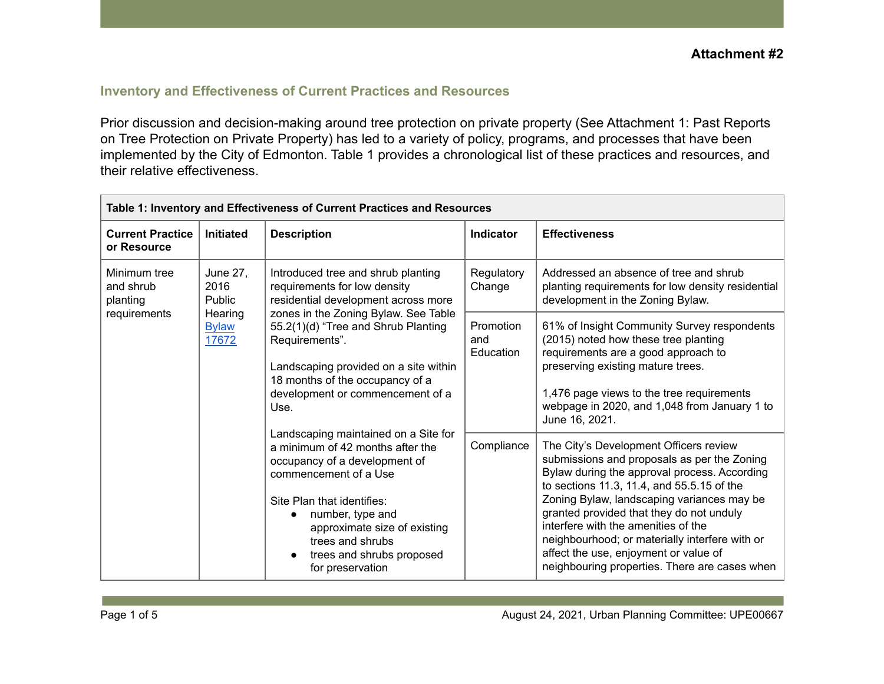**Attachment #2**

## Inventory and Effectiveness of Current Practices and Resources

Prior discussion and decision-making around tree protection on private property (See Attachment 1: Past Reports on Tree Protection on Private Property) has led to a variety of policy, programs, and processes that have been implemented by the City of Edmonton. Table 1 provides a chronological list of these practices and resources, and their relative effectiveness.

**Table 1: Inventory and Effectiveness of Current Practices and Resources**

| Current Practice or Resource | Initiated | Description | Indicator | Effectiveness |
|---|---|---|---|---|
| Minimum tree and shrub planting requirements | June 27, 2016 Public Hearing [Bylaw 17672](#) | Introduced tree and shrub planting requirements for low density residential development across more zones in the Zoning Bylaw. See Table 55.2(1)(d) "Tree and Shrub Planting Requirements".<br><br>Landscaping provided on a site within 18 months of the occupancy of a development or commencement of a Use.<br><br>Landscaping maintained on a Site for a minimum of 42 months after the occupancy of a development of commencement of a Use<br><br>Site Plan that identifies:<br>• number, type and approximate size of existing trees and shrubs<br>• trees and shrubs proposed for preservation | Regulatory Change | Addressed an absence of tree and shrub planting requirements for low density residential development in the Zoning Bylaw. |
| | | | Promotion and Education | 61% of Insight Community Survey respondents (2015) noted how these tree planting requirements are a good approach to preserving existing mature trees.<br><br>1,476 page views to the tree requirements webpage in 2020, and 1,048 from January 1 to June 16, 2021. |
| | | | Compliance | The City's Development Officers review submissions and proposals as per the Zoning Bylaw during the approval process. According to sections 11.3, 11.4, and 55.5.15 of the Zoning Bylaw, landscaping variances may be granted provided that they do not unduly interfere with the amenities of the neighbourhood; or materially interfere with or affect the use, enjoyment or value of neighbouring properties. There are cases when |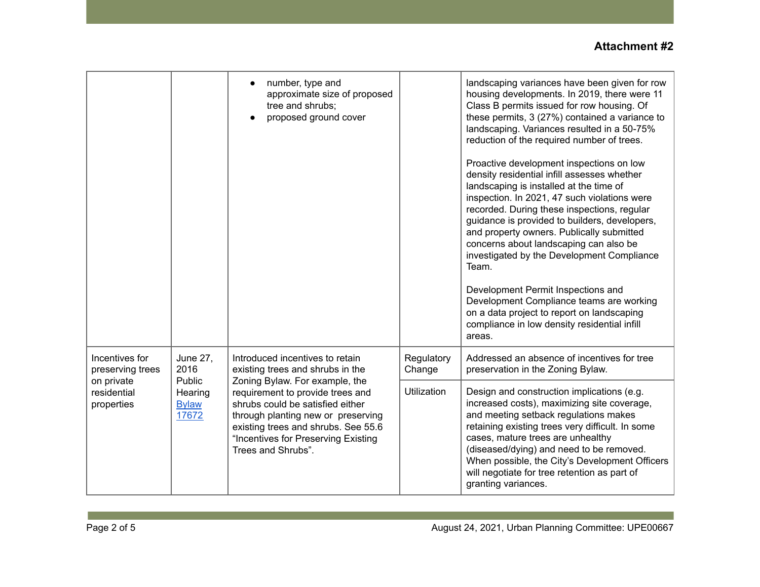**Attachment #2**

| | | | | |
|---|---|---|---|---|
| | | • number, type and approximate size of proposed tree and shrubs;<br>• proposed ground cover | | landscaping variances have been given for row housing developments. In 2019, there were 11 Class B permits issued for row housing. Of these permits, 3 (27%) contained a variance to landscaping. Variances resulted in a 50-75% reduction of the required number of trees.<br><br>Proactive development inspections on low density residential infill assesses whether landscaping is installed at the time of inspection. In 2021, 47 such violations were recorded. During these inspections, regular guidance is provided to builders, developers, and property owners. Publically submitted concerns about landscaping can also be investigated by the Development Compliance Team.<br><br>Development Permit Inspections and Development Compliance teams are working on a data project to report on landscaping compliance in low density residential infill areas. |
| Incentives for preserving trees on private residential properties | June 27, 2016 Public Hearing [Bylaw 17672]() | Introduced incentives to retain existing trees and shrubs in the Zoning Bylaw. For example, the requirement to provide trees and shrubs could be satisfied either through planting new or preserving existing trees and shrubs. See 55.6 "Incentives for Preserving Existing Trees and Shrubs". | Regulatory Change | Addressed an absence of incentives for tree preservation in the Zoning Bylaw. |
| | | | Utilization | Design and construction implications (e.g. increased costs), maximizing site coverage, and meeting setback regulations makes retaining existing trees very difficult. In some cases, mature trees are unhealthy (diseased/dying) and need to be removed. When possible, the City's Development Officers will negotiate for tree retention as part of granting variances. |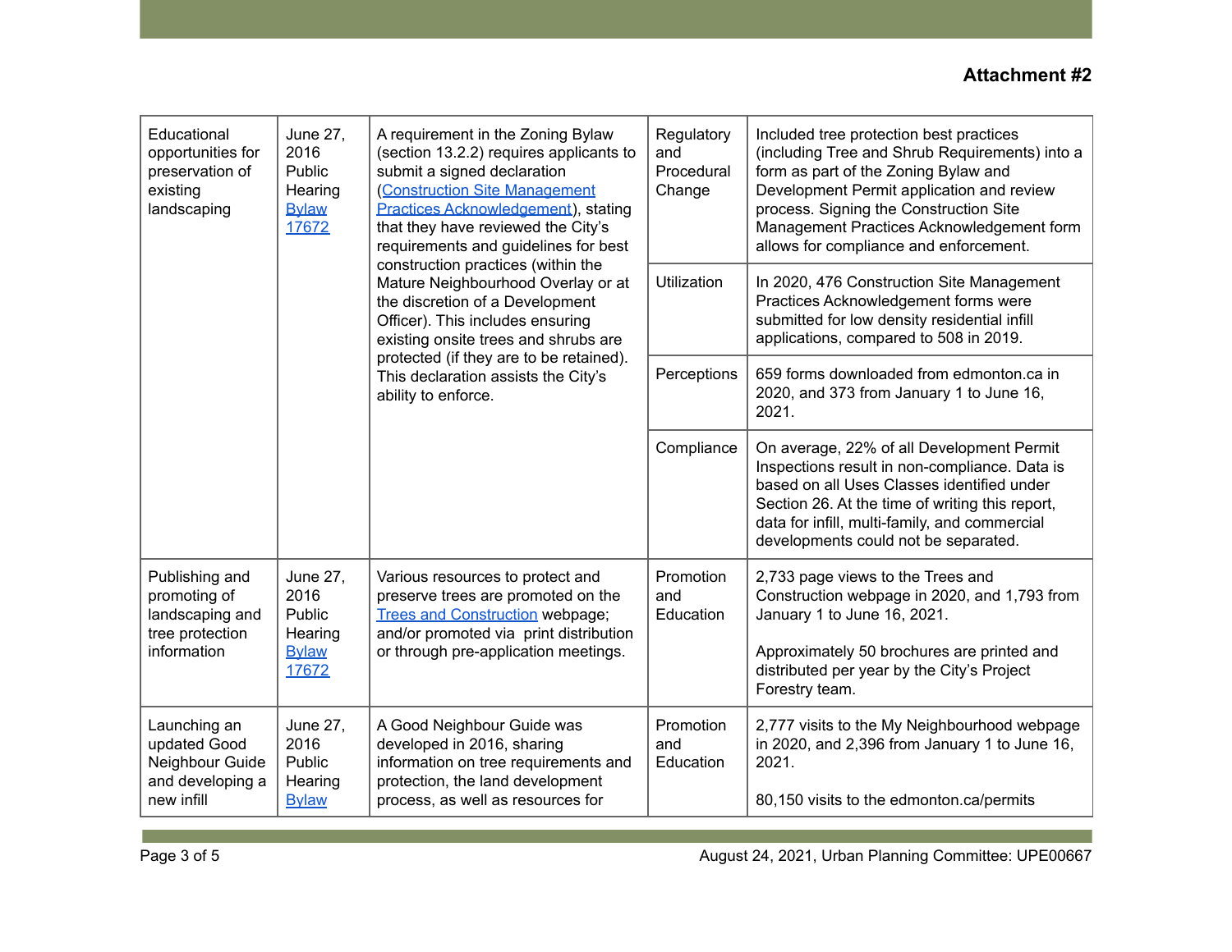**Attachment #2**

| | | | | |
|---|---|---|---|---|
| Educational opportunities for preservation of existing landscaping | June 27, 2016 Public Hearing Bylaw 17672 | A requirement in the Zoning Bylaw (section 13.2.2) requires applicants to submit a signed declaration (Construction Site Management Practices Acknowledgement), stating that they have reviewed the City's requirements and guidelines for best construction practices (within the Mature Neighbourhood Overlay or at the discretion of a Development Officer). This includes ensuring existing onsite trees and shrubs are protected (if they are to be retained). This declaration assists the City's ability to enforce. | Regulatory and Procedural Change | Included tree protection best practices (including Tree and Shrub Requirements) into a form as part of the Zoning Bylaw and Development Permit application and review process. Signing the Construction Site Management Practices Acknowledgement form allows for compliance and enforcement. |
| | | | Utilization | In 2020, 476 Construction Site Management Practices Acknowledgement forms were submitted for low density residential infill applications, compared to 508 in 2019. |
| | | | Perceptions | 659 forms downloaded from edmonton.ca in 2020, and 373 from January 1 to June 16, 2021. |
| | | | Compliance | On average, 22% of all Development Permit Inspections result in non-compliance. Data is based on all Uses Classes identified under Section 26. At the time of writing this report, data for infill, multi-family, and commercial developments could not be separated. |
| Publishing and promoting of landscaping and tree protection information | June 27, 2016 Public Hearing Bylaw 17672 | Various resources to protect and preserve trees are promoted on the Trees and Construction webpage; and/or promoted via print distribution or through pre-application meetings. | Promotion and Education | 2,733 page views to the Trees and Construction webpage in 2020, and 1,793 from January 1 to June 16, 2021.<br><br>Approximately 50 brochures are printed and distributed per year by the City's Project Forestry team. |
| Launching an updated Good Neighbour Guide and developing a new infill | June 27, 2016 Public Hearing Bylaw | A Good Neighbour Guide was developed in 2016, sharing information on tree requirements and protection, the land development process, as well as resources for | Promotion and Education | 2,777 visits to the My Neighbourhood webpage in 2020, and 2,396 from January 1 to June 16, 2021.<br><br>80,150 visits to the edmonton.ca/permits |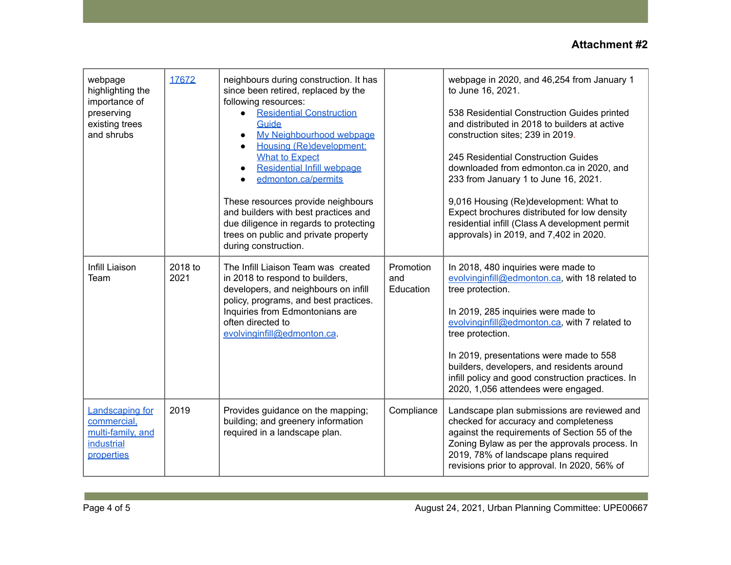**Attachment #2**

| | | | | |
|---|---|---|---|---|
| webpage highlighting the importance of preserving existing trees and shrubs | 17672 | neighbours during construction. It has since been retired, replaced by the following resources:<br>• Residential Construction Guide<br>• My Neighbourhood webpage<br>• Housing (Re)development: What to Expect<br>• Residential Infill webpage<br>• edmonton.ca/permits<br><br>These resources provide neighbours and builders with best practices and due diligence in regards to protecting trees on public and private property during construction. | | webpage in 2020, and 46,254 from January 1 to June 16, 2021.<br><br>538 Residential Construction Guides printed and distributed in 2018 to builders at active construction sites; 239 in 2019.<br><br>245 Residential Construction Guides downloaded from edmonton.ca in 2020, and 233 from January 1 to June 16, 2021.<br><br>9,016 Housing (Re)development: What to Expect brochures distributed for low density residential infill (Class A development permit approvals) in 2019, and 7,402 in 2020. |
| Infill Liaison Team | 2018 to 2021 | The Infill Liaison Team was created in 2018 to respond to builders, developers, and neighbours on infill policy, programs, and best practices. Inquiries from Edmontonians are often directed to evolvinginfill@edmonton.ca. | Promotion and Education | In 2018, 480 inquiries were made to evolvinginfill@edmonton.ca, with 18 related to tree protection.<br><br>In 2019, 285 inquiries were made to evolvinginfill@edmonton.ca, with 7 related to tree protection.<br><br>In 2019, presentations were made to 558 builders, developers, and residents around infill policy and good construction practices. In 2020, 1,056 attendees were engaged. |
| Landscaping for commercial, multi-family, and industrial properties | 2019 | Provides guidance on the mapping; building; and greenery information required in a landscape plan. | Compliance | Landscape plan submissions are reviewed and checked for accuracy and completeness against the requirements of Section 55 of the Zoning Bylaw as per the approvals process. In 2019, 78% of landscape plans required revisions prior to approval. In 2020, 56% of |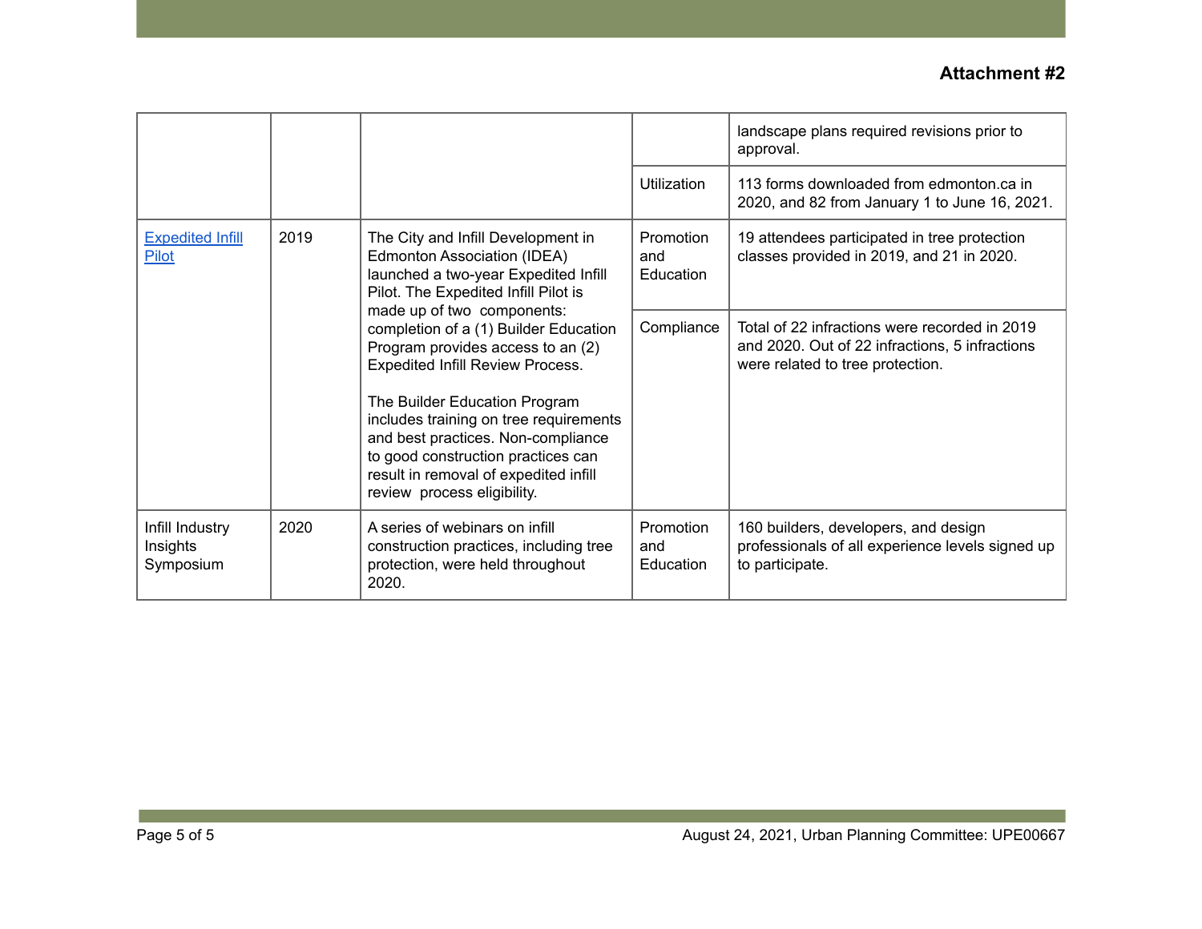**Attachment #2**

| | | | | |
|---|---|---|---|---|
| | | | | landscape plans required revisions prior to approval. |
| | | | Utilization | 113 forms downloaded from edmonton.ca in 2020, and 82 from January 1 to June 16, 2021. |
| Expedited Infill Pilot | 2019 | The City and Infill Development in Edmonton Association (IDEA) launched a two-year Expedited Infill Pilot. The Expedited Infill Pilot is made up of two components: completion of a (1) Builder Education Program provides access to an (2) Expedited Infill Review Process.<br><br>The Builder Education Program includes training on tree requirements and best practices. Non-compliance to good construction practices can result in removal of expedited infill review process eligibility. | Promotion and Education | 19 attendees participated in tree protection classes provided in 2019, and 21 in 2020. |
| | | | Compliance | Total of 22 infractions were recorded in 2019 and 2020. Out of 22 infractions, 5 infractions were related to tree protection. |
| Infill Industry Insights Symposium | 2020 | A series of webinars on infill construction practices, including tree protection, were held throughout 2020. | Promotion and Education | 160 builders, developers, and design professionals of all experience levels signed up to participate. |